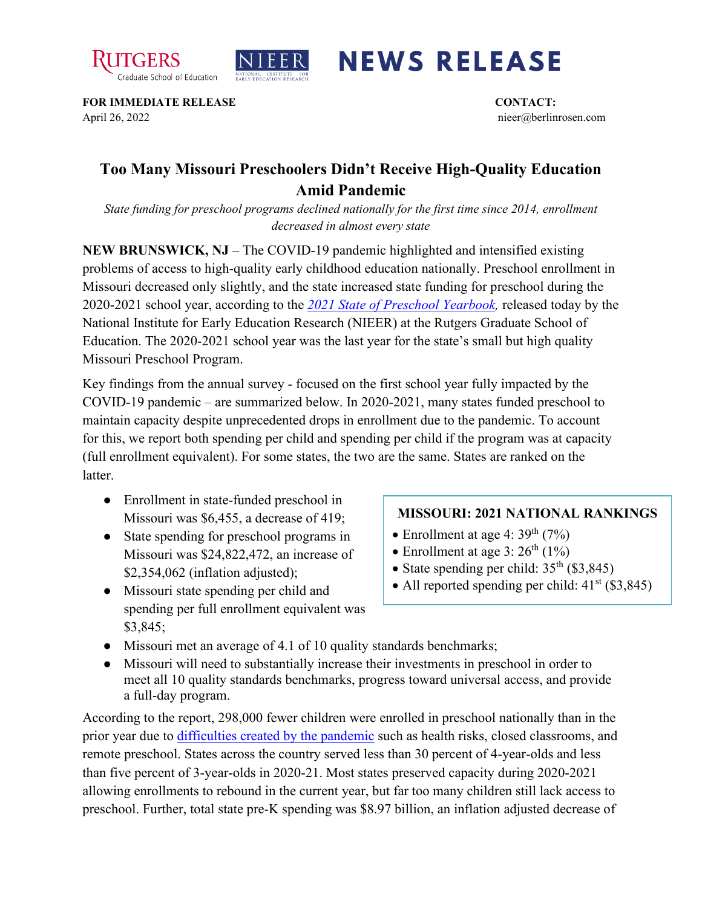RUTGERS Graduate School of Education | NIEER National Institute for Early Education Research | **NEWS RELEASE**

**FOR IMMEDIATE RELEASE**
April 26, 2022

**CONTACT:**
nieer@berlinrosen.com

# Too Many Missouri Preschoolers Didn't Receive High-Quality Education Amid Pandemic

*State funding for preschool programs declined nationally for the first time since 2014, enrollment decreased in almost every state*

**NEW BRUNSWICK, NJ** – The COVID-19 pandemic highlighted and intensified existing problems of access to high-quality early childhood education nationally. Preschool enrollment in Missouri decreased only slightly, and the state increased state funding for preschool during the 2020-2021 school year, according to the [*2021 State of Preschool Yearbook*](), released today by the National Institute for Early Education Research (NIEER) at the Rutgers Graduate School of Education. The 2020-2021 school year was the last year for the state's small but high quality Missouri Preschool Program.

Key findings from the annual survey - focused on the first school year fully impacted by the COVID-19 pandemic – are summarized below. In 2020-2021, many states funded preschool to maintain capacity despite unprecedented drops in enrollment due to the pandemic. To account for this, we report both spending per child and spending per child if the program was at capacity (full enrollment equivalent). For some states, the two are the same. States are ranked on the latter.

- Enrollment in state-funded preschool in Missouri was $6,455, a decrease of 419;
- State spending for preschool programs in Missouri was $24,822,472, an increase of $2,354,062 (inflation adjusted);
- Missouri state spending per child and spending per full enrollment equivalent was $3,845;
- Missouri met an average of 4.1 of 10 quality standards benchmarks;
- Missouri will need to substantially increase their investments in preschool in order to meet all 10 quality standards benchmarks, progress toward universal access, and provide a full-day program.

**MISSOURI: 2021 NATIONAL RANKINGS**

- Enrollment at age 4: 39th (7%)
- Enrollment at age 3: 26th (1%)
- State spending per child: 35th ($3,845)
- All reported spending per child: 41st ($3,845)

According to the report, 298,000 fewer children were enrolled in preschool nationally than in the prior year due to [difficulties created by the pandemic]() such as health risks, closed classrooms, and remote preschool. States across the country served less than 30 percent of 4-year-olds and less than five percent of 3-year-olds in 2020-21. Most states preserved capacity during 2020-2021 allowing enrollments to rebound in the current year, but far too many children still lack access to preschool. Further, total state pre-K spending was $8.97 billion, an inflation adjusted decrease of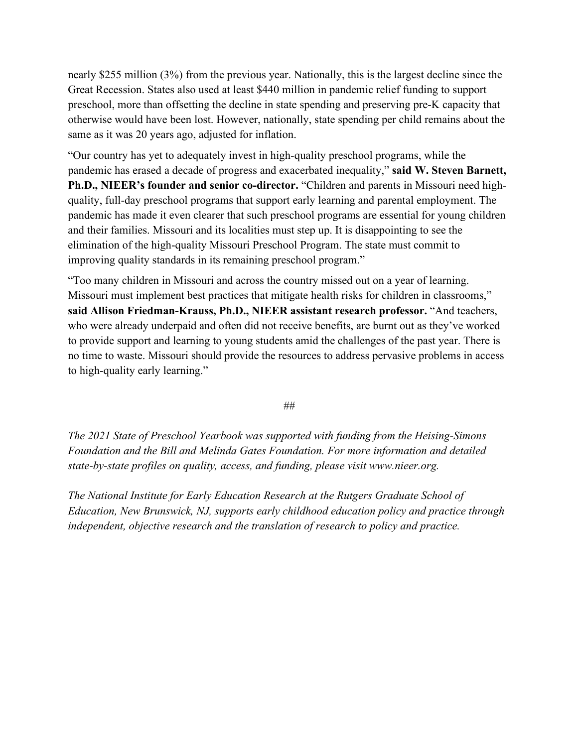nearly $255 million (3%) from the previous year. Nationally, this is the largest decline since the Great Recession. States also used at least $440 million in pandemic relief funding to support preschool, more than offsetting the decline in state spending and preserving pre-K capacity that otherwise would have been lost. However, nationally, state spending per child remains about the same as it was 20 years ago, adjusted for inflation.

"Our country has yet to adequately invest in high-quality preschool programs, while the pandemic has erased a decade of progress and exacerbated inequality," **said W. Steven Barnett, Ph.D., NIEER's founder and senior co-director.** "Children and parents in Missouri need high-quality, full-day preschool programs that support early learning and parental employment. The pandemic has made it even clearer that such preschool programs are essential for young children and their families. Missouri and its localities must step up. It is disappointing to see the elimination of the high-quality Missouri Preschool Program. The state must commit to improving quality standards in its remaining preschool program."

"Too many children in Missouri and across the country missed out on a year of learning. Missouri must implement best practices that mitigate health risks for children in classrooms," **said Allison Friedman-Krauss, Ph.D., NIEER assistant research professor.** "And teachers, who were already underpaid and often did not receive benefits, are burnt out as they've worked to provide support and learning to young students amid the challenges of the past year. There is no time to waste. Missouri should provide the resources to address pervasive problems in access to high-quality early learning."

##

*The 2021 State of Preschool Yearbook was supported with funding from the Heising-Simons Foundation and the Bill and Melinda Gates Foundation. For more information and detailed state-by-state profiles on quality, access, and funding, please visit www.nieer.org.*

*The National Institute for Early Education Research at the Rutgers Graduate School of Education, New Brunswick, NJ, supports early childhood education policy and practice through independent, objective research and the translation of research to policy and practice.*